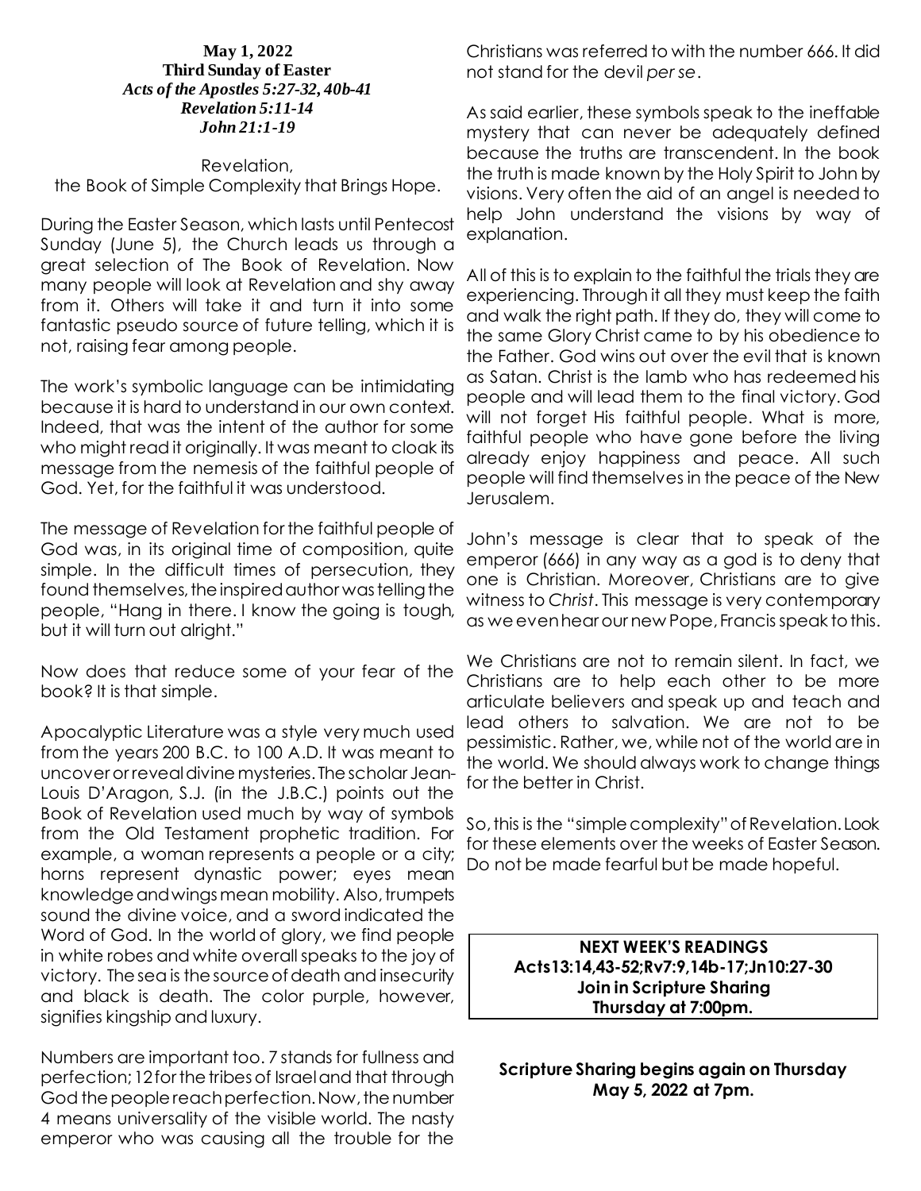**May 1, 2022**
**Third Sunday of Easter**
***Acts of the Apostles 5:27-32, 40b-41***
***Revelation 5:11-14***
***John 21:1-19***

Revelation,
the Book of Simple Complexity that Brings Hope.

During the Easter Season, which lasts until Pentecost Sunday (June 5), the Church leads us through a great selection of The Book of Revelation. Now many people will look at Revelation and shy away from it. Others will take it and turn it into some fantastic pseudo source of future telling, which it is not, raising fear among people.

The work's symbolic language can be intimidating because it is hard to understand in our own context. Indeed, that was the intent of the author for some who might read it originally. It was meant to cloak its message from the nemesis of the faithful people of God. Yet, for the faithful it was understood.

The message of Revelation for the faithful people of God was, in its original time of composition, quite simple. In the difficult times of persecution, they found themselves, the inspired author was telling the people, "Hang in there. I know the going is tough, but it will turn out alright."

Now does that reduce some of your fear of the book? It is that simple.

Apocalyptic Literature was a style very much used from the years 200 B.C. to 100 A.D. It was meant to uncover or reveal divine mysteries. The scholar Jean-Louis D'Aragon, S.J. (in the J.B.C.) points out the Book of Revelation used much by way of symbols from the Old Testament prophetic tradition. For example, a woman represents a people or a city; horns represent dynastic power; eyes mean knowledge and wings mean mobility. Also, trumpets sound the divine voice, and a sword indicated the Word of God. In the world of glory, we find people in white robes and white overall speaks to the joy of victory. The sea is the source of death and insecurity and black is death. The color purple, however, signifies kingship and luxury.

Numbers are important too. 7 stands for fullness and perfection; 12 for the tribes of Israel and that through God the people reach perfection. Now, the number 4 means universality of the visible world. The nasty emperor who was causing all the trouble for the Christians was referred to with the number 666. It did not stand for the devil *per se*.

As said earlier, these symbols speak to the ineffable mystery that can never be adequately defined because the truths are transcendent. In the book the truth is made known by the Holy Spirit to John by visions. Very often the aid of an angel is needed to help John understand the visions by way of explanation.

All of this is to explain to the faithful the trials they are experiencing. Through it all they must keep the faith and walk the right path. If they do, they will come to the same Glory Christ came to by his obedience to the Father. God wins out over the evil that is known as Satan. Christ is the lamb who has redeemed his people and will lead them to the final victory. God will not forget His faithful people. What is more, faithful people who have gone before the living already enjoy happiness and peace. All such people will find themselves in the peace of the New Jerusalem.

John's message is clear that to speak of the emperor (666) in any way as a god is to deny that one is Christian. Moreover, Christians are to give witness to *Christ*. This message is very contemporary as we even hear our new Pope, Francis speak to this.

We Christians are not to remain silent. In fact, we Christians are to help each other to be more articulate believers and speak up and teach and lead others to salvation. We are not to be pessimistic. Rather, we, while not of the world are in the world. We should always work to change things for the better in Christ.

So, this is the "simple complexity" of Revelation. Look for these elements over the weeks of Easter Season. Do not be made fearful but be made hopeful.

**NEXT WEEK'S READINGS**
**Acts13:14,43-52;Rv7:9,14b-17;Jn10:27-30**
**Join in Scripture Sharing**
**Thursday at 7:00pm.**

**Scripture Sharing begins again on Thursday May 5, 2022 at 7pm.**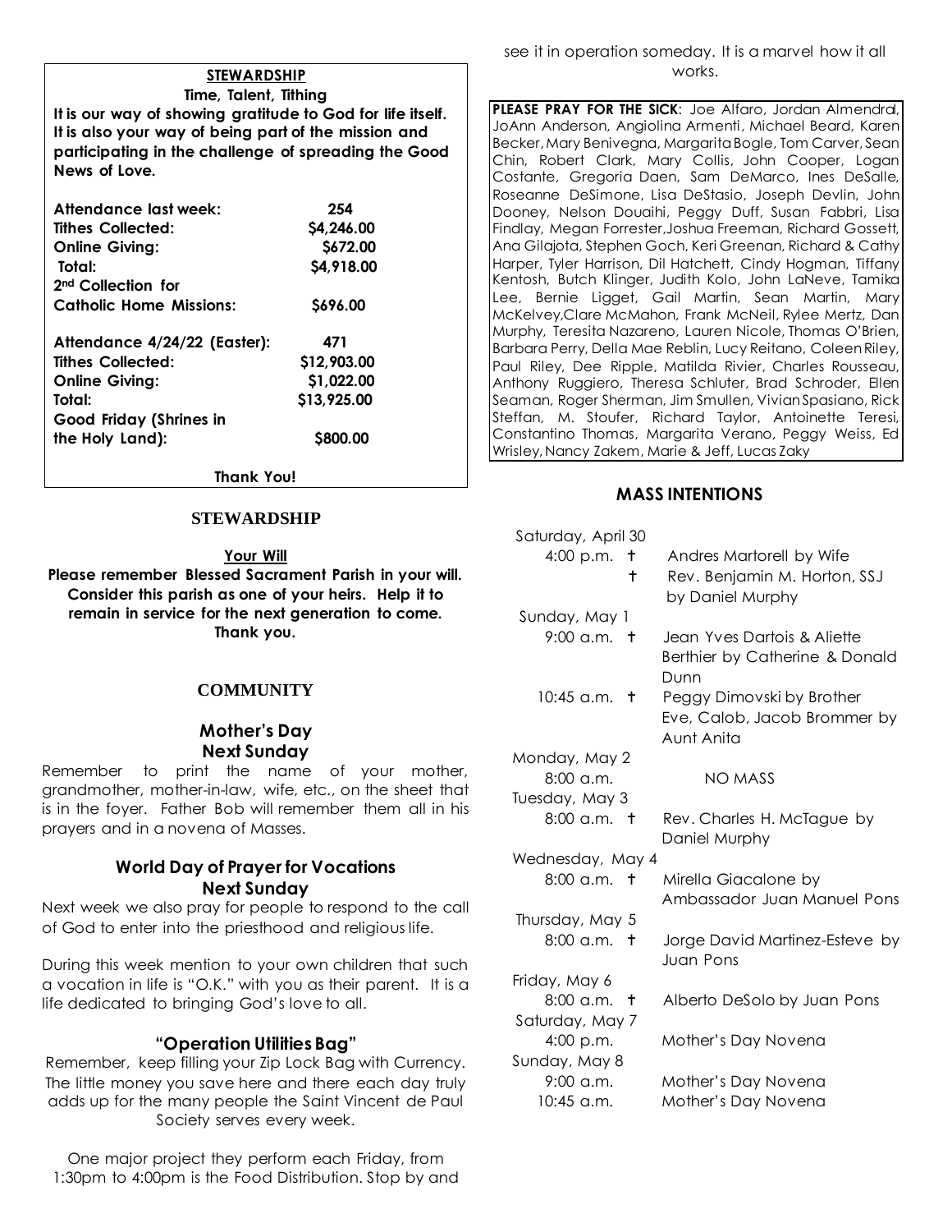## STEWARDSHIP

**Time, Talent, Tithing**

**It is our way of showing gratitude to God for life itself. It is also your way of being part of the mission and participating in the challenge of spreading the Good News of Love.**

| | |
|---|---|
| **Attendance last week:** | **254** |
| **Tithes Collected:** | **$4,246.00** |
| **Online Giving:** | **$672.00** |
| **Total:** | **$4,918.00** |
| **2nd Collection for Catholic Home Missions:** | **$696.00** |
| **Attendance 4/24/22 (Easter):** | **471** |
| **Tithes Collected:** | **$12,903.00** |
| **Online Giving:** | **$1,022.00** |
| **Total:** | **$13,925.00** |
| **Good Friday (Shrines in the Holy Land):** | **$800.00** |

**Thank You!**

## STEWARDSHIP

**Your Will**

**Please remember Blessed Sacrament Parish in your will. Consider this parish as one of your heirs. Help it to remain in service for the next generation to come. Thank you.**

## COMMUNITY

### Mother's Day Next Sunday

Remember to print the name of your mother, grandmother, mother-in-law, wife, etc., on the sheet that is in the foyer. Father Bob will remember them all in his prayers and in a novena of Masses.

### World Day of Prayer for Vocations Next Sunday

Next week we also pray for people to respond to the call of God to enter into the priesthood and religious life.

During this week mention to your own children that such a vocation in life is "O.K." with you as their parent. It is a life dedicated to bringing God's love to all.

### "Operation Utilities Bag"

Remember, keep filling your Zip Lock Bag with Currency. The little money you save here and there each day truly adds up for the many people the Saint Vincent de Paul Society serves every week.

One major project they perform each Friday, from 1:30pm to 4:00pm is the Food Distribution. Stop by and see it in operation someday. It is a marvel how it all works.

**PLEASE PRAY FOR THE SICK**: Joe Alfaro, Jordan Almendral, JoAnn Anderson, Angiolina Armenti, Michael Beard, Karen Becker, Mary Benivegna, Margarita Bogle, Tom Carver, Sean Chin, Robert Clark, Mary Collis, John Cooper, Logan Costante, Gregoria Daen, Sam DeMarco, Ines DeSalle, Roseanne DeSimone, Lisa DeStasio, Joseph Devlin, John Dooney, Nelson Douaihi, Peggy Duff, Susan Fabbri, Lisa Findlay, Megan Forrester, Joshua Freeman, Richard Gossett, Ana Gilajota, Stephen Goch, Keri Greenan, Richard & Cathy Harper, Tyler Harrison, Dil Hatchett, Cindy Hogman, Tiffany Kentosh, Butch Klinger, Judith Kolo, John LaNeve, Tamika Lee, Bernie Ligget, Gail Martin, Sean Martin, Mary McKelvey, Clare McMahon, Frank McNeil, Rylee Mertz, Dan Murphy, Teresita Nazareno, Lauren Nicole, Thomas O'Brien, Barbara Perry, Della Mae Reblin, Lucy Reitano, Coleen Riley, Paul Riley, Dee Ripple, Matilda Rivier, Charles Rousseau, Anthony Ruggiero, Theresa Schluter, Brad Schroder, Ellen Seaman, Roger Sherman, Jim Smullen, Vivian Spasiano, Rick Steffan, M. Stoufer, Richard Taylor, Antoinette Teresi, Constantino Thomas, Margarita Verano, Peggy Weiss, Ed Wrisley, Nancy Zakem, Marie & Jeff, Lucas Zaky

## MASS INTENTIONS

Saturday, April 30
- 4:00 p.m. † Andres Martorell by Wife
- † Rev. Benjamin M. Horton, SSJ by Daniel Murphy

Sunday, May 1
- 9:00 a.m. † Jean Yves Dartois & Aliette Berthier by Catherine & Donald Dunn
- 10:45 a.m. † Peggy Dimovski by Brother; Eve, Calob, Jacob Brommer by Aunt Anita

Monday, May 2
- 8:00 a.m. NO MASS

Tuesday, May 3
- 8:00 a.m. † Rev. Charles H. McTague by Daniel Murphy

Wednesday, May 4
- 8:00 a.m. † Mirella Giacalone by Ambassador Juan Manuel Pons

Thursday, May 5
- 8:00 a.m. † Jorge David Martinez-Esteve by Juan Pons

Friday, May 6
- 8:00 a.m. † Alberto DeSolo by Juan Pons

Saturday, May 7
- 4:00 p.m. Mother's Day Novena

Sunday, May 8
- 9:00 a.m. Mother's Day Novena
- 10:45 a.m. Mother's Day Novena